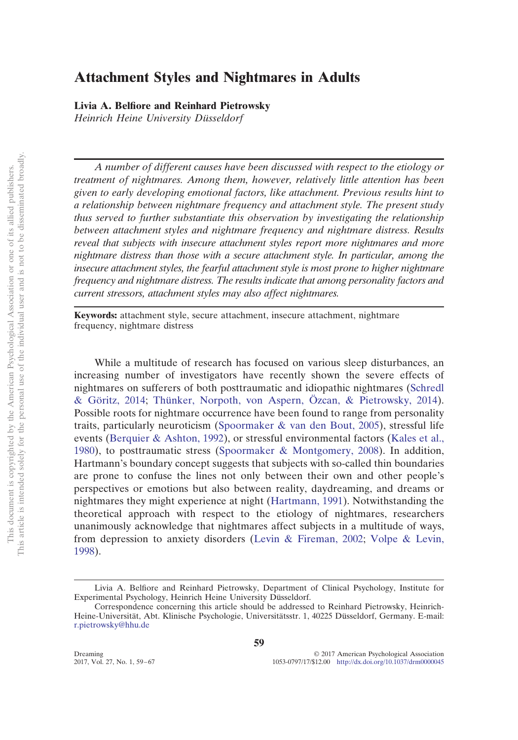# Attachment Styles and Nightmares in Adults

**Livia A. Belfiore and Reinhard Pietrowsky**
*Heinrich Heine University Düsseldorf*

*A number of different causes have been discussed with respect to the etiology or treatment of nightmares. Among them, however, relatively little attention has been given to early developing emotional factors, like attachment. Previous results hint to a relationship between nightmare frequency and attachment style. The present study thus served to further substantiate this observation by investigating the relationship between attachment styles and nightmare frequency and nightmare distress. Results reveal that subjects with insecure attachment styles report more nightmares and more nightmare distress than those with a secure attachment style. In particular, among the insecure attachment styles, the fearful attachment style is most prone to higher nightmare frequency and nightmare distress. The results indicate that among personality factors and current stressors, attachment styles may also affect nightmares.*

**Keywords:** attachment style, secure attachment, insecure attachment, nightmare frequency, nightmare distress

While a multitude of research has focused on various sleep disturbances, an increasing number of investigators have recently shown the severe effects of nightmares on sufferers of both posttraumatic and idiopathic nightmares (Schredl & Göritz, 2014; Thünker, Norpoth, von Aspern, Özcan, & Pietrowsky, 2014). Possible roots for nightmare occurrence have been found to range from personality traits, particularly neuroticism (Spoormaker & van den Bout, 2005), stressful life events (Berquier & Ashton, 1992), or stressful environmental factors (Kales et al., 1980), to posttraumatic stress (Spoormaker & Montgomery, 2008). In addition, Hartmann's boundary concept suggests that subjects with so-called thin boundaries are prone to confuse the lines not only between their own and other people's perspectives or emotions but also between reality, daydreaming, and dreams or nightmares they might experience at night (Hartmann, 1991). Notwithstanding the theoretical approach with respect to the etiology of nightmares, researchers unanimously acknowledge that nightmares affect subjects in a multitude of ways, from depression to anxiety disorders (Levin & Fireman, 2002; Volpe & Levin, 1998).

Livia A. Belfiore and Reinhard Pietrowsky, Department of Clinical Psychology, Institute for Experimental Psychology, Heinrich Heine University Düsseldorf.

Correspondence concerning this article should be addressed to Reinhard Pietrowsky, Heinrich-Heine-Universität, Abt. Klinische Psychologie, Universitätsstr. 1, 40225 Düsseldorf, Germany. E-mail: r.pietrowsky@hhu.de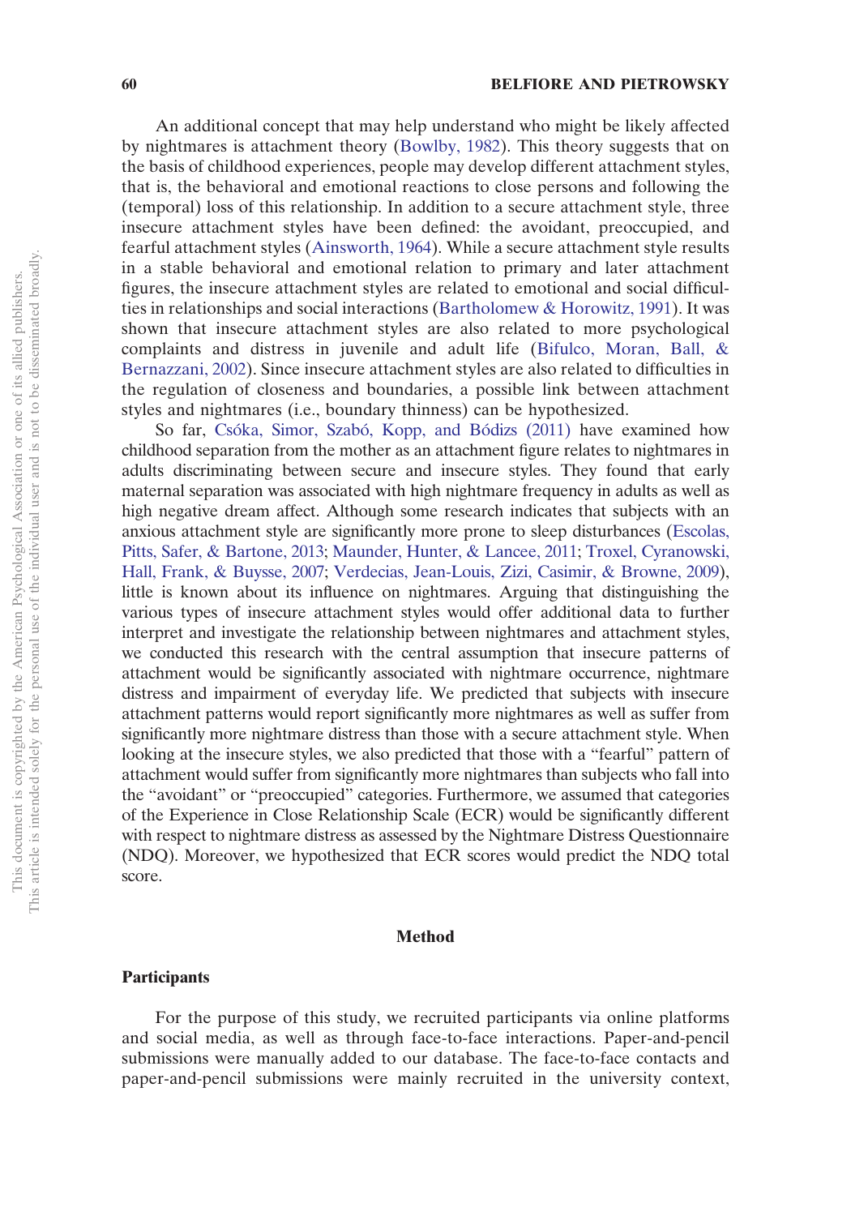An additional concept that may help understand who might be likely affected by nightmares is attachment theory (Bowlby, 1982). This theory suggests that on the basis of childhood experiences, people may develop different attachment styles, that is, the behavioral and emotional reactions to close persons and following the (temporal) loss of this relationship. In addition to a secure attachment style, three insecure attachment styles have been defined: the avoidant, preoccupied, and fearful attachment styles (Ainsworth, 1964). While a secure attachment style results in a stable behavioral and emotional relation to primary and later attachment figures, the insecure attachment styles are related to emotional and social difficulties in relationships and social interactions (Bartholomew & Horowitz, 1991). It was shown that insecure attachment styles are also related to more psychological complaints and distress in juvenile and adult life (Bifulco, Moran, Ball, & Bernazzani, 2002). Since insecure attachment styles are also related to difficulties in the regulation of closeness and boundaries, a possible link between attachment styles and nightmares (i.e., boundary thinness) can be hypothesized.

So far, Csóka, Simor, Szabó, Kopp, and Bódizs (2011) have examined how childhood separation from the mother as an attachment figure relates to nightmares in adults discriminating between secure and insecure styles. They found that early maternal separation was associated with high nightmare frequency in adults as well as high negative dream affect. Although some research indicates that subjects with an anxious attachment style are significantly more prone to sleep disturbances (Escolas, Pitts, Safer, & Bartone, 2013; Maunder, Hunter, & Lancee, 2011; Troxel, Cyranowski, Hall, Frank, & Buysse, 2007; Verdecias, Jean-Louis, Zizi, Casimir, & Browne, 2009), little is known about its influence on nightmares. Arguing that distinguishing the various types of insecure attachment styles would offer additional data to further interpret and investigate the relationship between nightmares and attachment styles, we conducted this research with the central assumption that insecure patterns of attachment would be significantly associated with nightmare occurrence, nightmare distress and impairment of everyday life. We predicted that subjects with insecure attachment patterns would report significantly more nightmares as well as suffer from significantly more nightmare distress than those with a secure attachment style. When looking at the insecure styles, we also predicted that those with a "fearful" pattern of attachment would suffer from significantly more nightmares than subjects who fall into the "avoidant" or "preoccupied" categories. Furthermore, we assumed that categories of the Experience in Close Relationship Scale (ECR) would be significantly different with respect to nightmare distress as assessed by the Nightmare Distress Questionnaire (NDQ). Moreover, we hypothesized that ECR scores would predict the NDQ total score.

## Method

### Participants

For the purpose of this study, we recruited participants via online platforms and social media, as well as through face-to-face interactions. Paper-and-pencil submissions were manually added to our database. The face-to-face contacts and paper-and-pencil submissions were mainly recruited in the university context,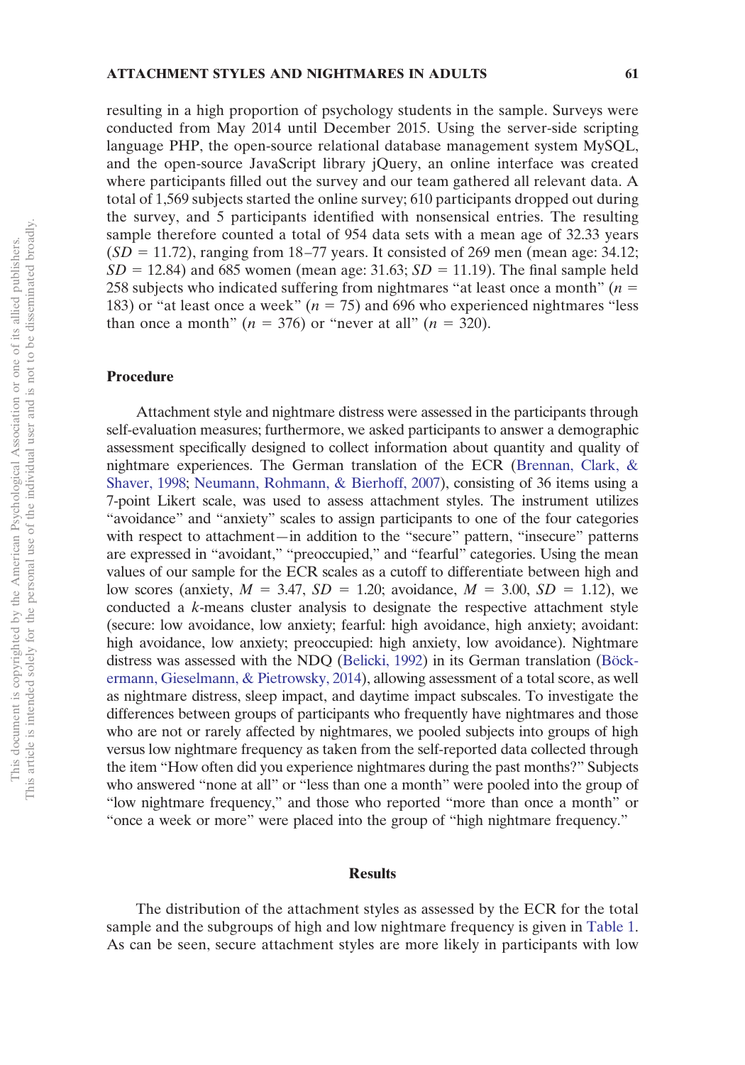resulting in a high proportion of psychology students in the sample. Surveys were conducted from May 2014 until December 2015. Using the server-side scripting language PHP, the open-source relational database management system MySQL, and the open-source JavaScript library jQuery, an online interface was created where participants filled out the survey and our team gathered all relevant data. A total of 1,569 subjects started the online survey; 610 participants dropped out during the survey, and 5 participants identified with nonsensical entries. The resulting sample therefore counted a total of 954 data sets with a mean age of 32.33 years ($SD = 11.72$), ranging from 18–77 years. It consisted of 269 men (mean age: 34.12; $SD = 12.84$) and 685 women (mean age: 31.63; $SD = 11.19$). The final sample held 258 subjects who indicated suffering from nightmares "at least once a month" ($n = 183$) or "at least once a week" ($n = 75$) and 696 who experienced nightmares "less than once a month" ($n = 376$) or "never at all" ($n = 320$).

### Procedure

Attachment style and nightmare distress were assessed in the participants through self-evaluation measures; furthermore, we asked participants to answer a demographic assessment specifically designed to collect information about quantity and quality of nightmare experiences. The German translation of the ECR (Brennan, Clark, & Shaver, 1998; Neumann, Rohmann, & Bierhoff, 2007), consisting of 36 items using a 7-point Likert scale, was used to assess attachment styles. The instrument utilizes "avoidance" and "anxiety" scales to assign participants to one of the four categories with respect to attachment—in addition to the "secure" pattern, "insecure" patterns are expressed in "avoidant," "preoccupied," and "fearful" categories. Using the mean values of our sample for the ECR scales as a cutoff to differentiate between high and low scores (anxiety, $M = 3.47$, $SD = 1.20$; avoidance, $M = 3.00$, $SD = 1.12$), we conducted a *k*-means cluster analysis to designate the respective attachment style (secure: low avoidance, low anxiety; fearful: high avoidance, high anxiety; avoidant: high avoidance, low anxiety; preoccupied: high anxiety, low avoidance). Nightmare distress was assessed with the NDQ (Belicki, 1992) in its German translation (Böckermann, Gieselmann, & Pietrowsky, 2014), allowing assessment of a total score, as well as nightmare distress, sleep impact, and daytime impact subscales. To investigate the differences between groups of participants who frequently have nightmares and those who are not or rarely affected by nightmares, we pooled subjects into groups of high versus low nightmare frequency as taken from the self-reported data collected through the item "How often did you experience nightmares during the past months?" Subjects who answered "none at all" or "less than one a month" were pooled into the group of "low nightmare frequency," and those who reported "more than once a month" or "once a week or more" were placed into the group of "high nightmare frequency."

## Results

The distribution of the attachment styles as assessed by the ECR for the total sample and the subgroups of high and low nightmare frequency is given in Table 1. As can be seen, secure attachment styles are more likely in participants with low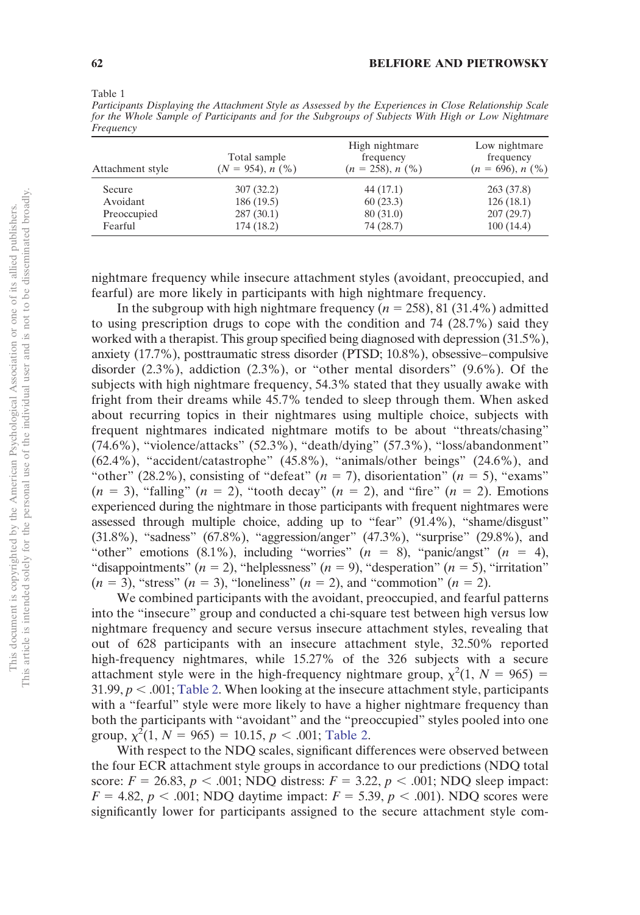Table 1

*Participants Displaying the Attachment Style as Assessed by the Experiences in Close Relationship Scale for the Whole Sample of Participants and for the Subgroups of Subjects With High or Low Nightmare Frequency*

| Attachment style | Total sample ($N$ = 954), $n$ (%) | High nightmare frequency ($n$ = 258), $n$ (%) | Low nightmare frequency ($n$ = 696), $n$ (%) |
|---|---|---|---|
| Secure | 307 (32.2) | 44 (17.1) | 263 (37.8) |
| Avoidant | 186 (19.5) | 60 (23.3) | 126 (18.1) |
| Preoccupied | 287 (30.1) | 80 (31.0) | 207 (29.7) |
| Fearful | 174 (18.2) | 74 (28.7) | 100 (14.4) |

nightmare frequency while insecure attachment styles (avoidant, preoccupied, and fearful) are more likely in participants with high nightmare frequency.

In the subgroup with high nightmare frequency ($n$ = 258), 81 (31.4%) admitted to using prescription drugs to cope with the condition and 74 (28.7%) said they worked with a therapist. This group specified being diagnosed with depression (31.5%), anxiety (17.7%), posttraumatic stress disorder (PTSD; 10.8%), obsessive–compulsive disorder (2.3%), addiction (2.3%), or "other mental disorders" (9.6%). Of the subjects with high nightmare frequency, 54.3% stated that they usually awake with fright from their dreams while 45.7% tended to sleep through them. When asked about recurring topics in their nightmares using multiple choice, subjects with frequent nightmares indicated nightmare motifs to be about "threats/chasing" (74.6%), "violence/attacks" (52.3%), "death/dying" (57.3%), "loss/abandonment" (62.4%), "accident/catastrophe" (45.8%), "animals/other beings" (24.6%), and "other" (28.2%), consisting of "defeat" ($n$ = 7), disorientation" ($n$ = 5), "exams" ($n$ = 3), "falling" ($n$ = 2), "tooth decay" ($n$ = 2), and "fire" ($n$ = 2). Emotions experienced during the nightmare in those participants with frequent nightmares were assessed through multiple choice, adding up to "fear" (91.4%), "shame/disgust" (31.8%), "sadness" (67.8%), "aggression/anger" (47.3%), "surprise" (29.8%), and "other" emotions (8.1%), including "worries" ($n$ = 8), "panic/angst" ($n$ = 4), "disappointments" ($n$ = 2), "helplessness" ($n$ = 9), "desperation" ($n$ = 5), "irritation" ($n$ = 3), "stress" ($n$ = 3), "loneliness" ($n$ = 2), and "commotion" ($n$ = 2).

We combined participants with the avoidant, preoccupied, and fearful patterns into the "insecure" group and conducted a chi-square test between high versus low nightmare frequency and secure versus insecure attachment styles, revealing that out of 628 participants with an insecure attachment style, 32.50% reported high-frequency nightmares, while 15.27% of the 326 subjects with a secure attachment style were in the high-frequency nightmare group, $\chi^2(1, N = 965) = 31.99, p < .001$; Table 2. When looking at the insecure attachment style, participants with a "fearful" style were more likely to have a higher nightmare frequency than both the participants with "avoidant" and the "preoccupied" styles pooled into one group, $\chi^2(1, N = 965) = 10.15, p < .001$; Table 2.

With respect to the NDQ scales, significant differences were observed between the four ECR attachment style groups in accordance to our predictions (NDQ total score: $F = 26.83, p < .001$; NDQ distress: $F = 3.22, p < .001$; NDQ sleep impact: $F = 4.82, p < .001$; NDQ daytime impact: $F = 5.39, p < .001$). NDQ scores were significantly lower for participants assigned to the secure attachment style com-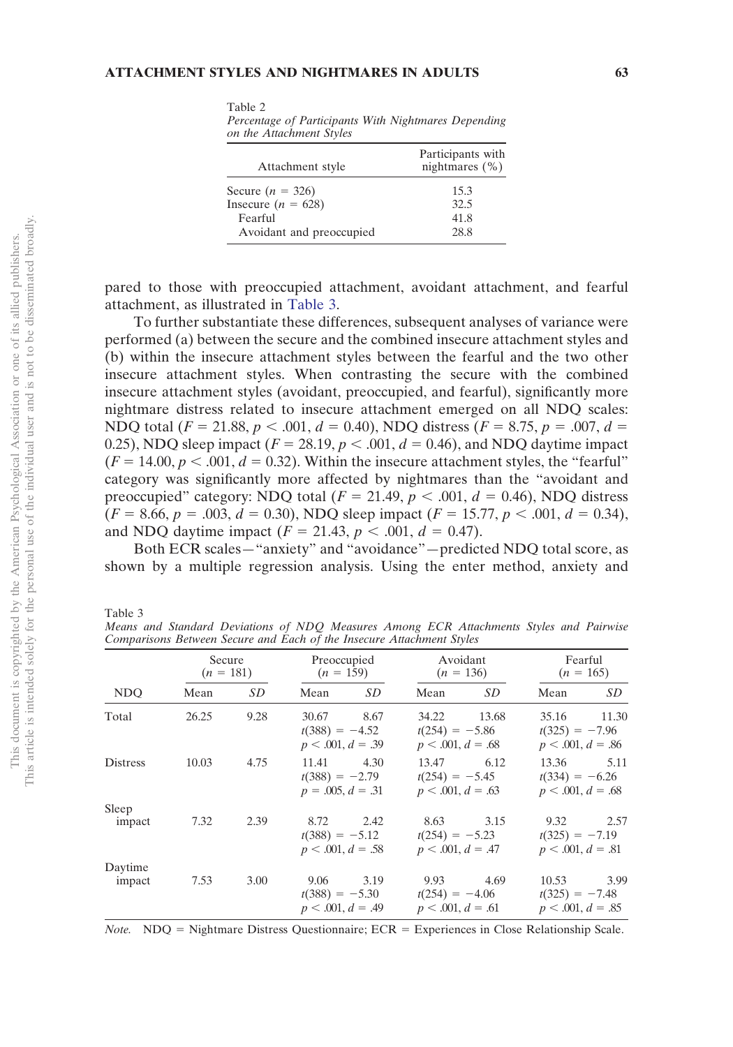Table 2
*Percentage of Participants With Nightmares Depending on the Attachment Styles*

| Attachment style | Participants with nightmares (%) |
|---|---|
| Secure ($n$ = 326) | 15.3 |
| Insecure ($n$ = 628) | 32.5 |
| Fearful | 41.8 |
| Avoidant and preoccupied | 28.8 |

pared to those with preoccupied attachment, avoidant attachment, and fearful attachment, as illustrated in Table 3.

To further substantiate these differences, subsequent analyses of variance were performed (a) between the secure and the combined insecure attachment styles and (b) within the insecure attachment styles between the fearful and the two other insecure attachment styles. When contrasting the secure with the combined insecure attachment styles (avoidant, preoccupied, and fearful), significantly more nightmare distress related to insecure attachment emerged on all NDQ scales: NDQ total ($F = 21.88$, $p < .001$, $d = 0.40$), NDQ distress ($F = 8.75$, $p = .007$, $d = 0.25$), NDQ sleep impact ($F = 28.19$, $p < .001$, $d = 0.46$), and NDQ daytime impact ($F = 14.00$, $p < .001$, $d = 0.32$). Within the insecure attachment styles, the "fearful" category was significantly more affected by nightmares than the "avoidant and preoccupied" category: NDQ total ($F = 21.49$, $p < .001$, $d = 0.46$), NDQ distress ($F = 8.66$, $p = .003$, $d = 0.30$), NDQ sleep impact ($F = 15.77$, $p < .001$, $d = 0.34$), and NDQ daytime impact ($F = 21.43$, $p < .001$, $d = 0.47$).

Both ECR scales—"anxiety" and "avoidance"—predicted NDQ total score, as shown by a multiple regression analysis. Using the enter method, anxiety and

Table 3
*Means and Standard Deviations of NDQ Measures Among ECR Attachments Styles and Pairwise Comparisons Between Secure and Each of the Insecure Attachment Styles*

| | Secure ($n$ = 181) | | Preoccupied ($n$ = 159) | | Avoidant ($n$ = 136) | | Fearful ($n$ = 165) | |
|---|---|---|---|---|---|---|---|---|
| NDQ | Mean | *SD* | Mean | *SD* | Mean | *SD* | Mean | *SD* |
| Total | 26.25 | 9.28 | 30.67 | 8.67 | 34.22 | 13.68 | 35.16 | 11.30 |
| | | | $t(388) = -4.52$, $p < .001$, $d = .39$ | | $t(254) = -5.86$, $p < .001$, $d = .68$ | | $t(325) = -7.96$, $p < .001$, $d = .86$ | |
| Distress | 10.03 | 4.75 | 11.41 | 4.30 | 13.47 | 6.12 | 13.36 | 5.11 |
| | | | $t(388) = -2.79$, $p = .005$, $d = .31$ | | $t(254) = -5.45$, $p < .001$, $d = .63$ | | $t(334) = -6.26$, $p < .001$, $d = .68$ | |
| Sleep impact | 7.32 | 2.39 | 8.72 | 2.42 | 8.63 | 3.15 | 9.32 | 2.57 |
| | | | $t(388) = -5.12$, $p < .001$, $d = .58$ | | $t(254) = -5.23$, $p < .001$, $d = .47$ | | $t(325) = -7.19$, $p < .001$, $d = .81$ | |
| Daytime impact | 7.53 | 3.00 | 9.06 | 3.19 | 9.93 | 4.69 | 10.53 | 3.99 |
| | | | $t(388) = -5.30$, $p < .001$, $d = .49$ | | $t(254) = -4.06$, $p < .001$, $d = .61$ | | $t(325) = -7.48$, $p < .001$, $d = .85$ | |

*Note.* NDQ = Nightmare Distress Questionnaire; ECR = Experiences in Close Relationship Scale.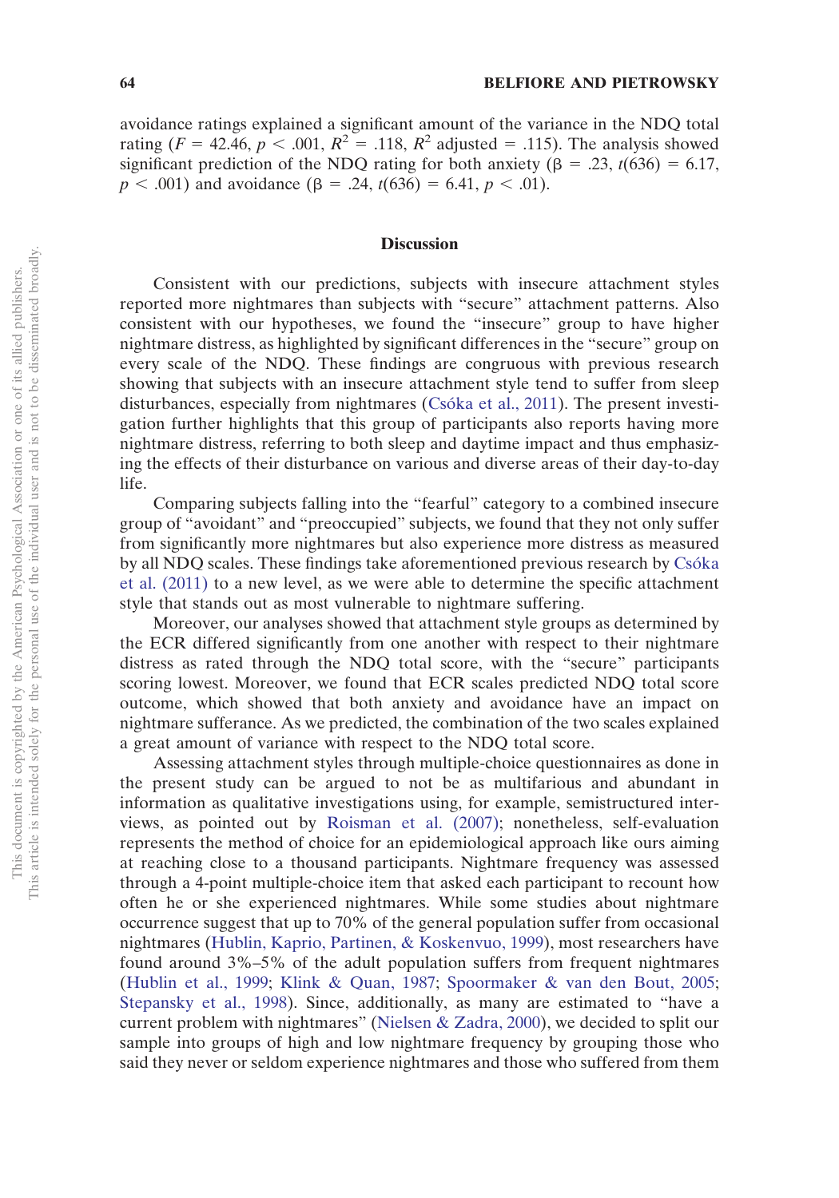avoidance ratings explained a significant amount of the variance in the NDQ total rating ($F = 42.46$, $p < .001$, $R^2 = .118$, $R^2$ adjusted $= .115$). The analysis showed significant prediction of the NDQ rating for both anxiety ($\beta = .23$, $t(636) = 6.17$, $p < .001$) and avoidance ($\beta = .24$, $t(636) = 6.41$, $p < .01$).

## Discussion

Consistent with our predictions, subjects with insecure attachment styles reported more nightmares than subjects with "secure" attachment patterns. Also consistent with our hypotheses, we found the "insecure" group to have higher nightmare distress, as highlighted by significant differences in the "secure" group on every scale of the NDQ. These findings are congruous with previous research showing that subjects with an insecure attachment style tend to suffer from sleep disturbances, especially from nightmares (Csóka et al., 2011). The present investigation further highlights that this group of participants also reports having more nightmare distress, referring to both sleep and daytime impact and thus emphasizing the effects of their disturbance on various and diverse areas of their day-to-day life.

Comparing subjects falling into the "fearful" category to a combined insecure group of "avoidant" and "preoccupied" subjects, we found that they not only suffer from significantly more nightmares but also experience more distress as measured by all NDQ scales. These findings take aforementioned previous research by Csóka et al. (2011) to a new level, as we were able to determine the specific attachment style that stands out as most vulnerable to nightmare suffering.

Moreover, our analyses showed that attachment style groups as determined by the ECR differed significantly from one another with respect to their nightmare distress as rated through the NDQ total score, with the "secure" participants scoring lowest. Moreover, we found that ECR scales predicted NDQ total score outcome, which showed that both anxiety and avoidance have an impact on nightmare sufferance. As we predicted, the combination of the two scales explained a great amount of variance with respect to the NDQ total score.

Assessing attachment styles through multiple-choice questionnaires as done in the present study can be argued to not be as multifarious and abundant in information as qualitative investigations using, for example, semistructured interviews, as pointed out by Roisman et al. (2007); nonetheless, self-evaluation represents the method of choice for an epidemiological approach like ours aiming at reaching close to a thousand participants. Nightmare frequency was assessed through a 4-point multiple-choice item that asked each participant to recount how often he or she experienced nightmares. While some studies about nightmare occurrence suggest that up to 70% of the general population suffer from occasional nightmares (Hublin, Kaprio, Partinen, & Koskenvuo, 1999), most researchers have found around 3%–5% of the adult population suffers from frequent nightmares (Hublin et al., 1999; Klink & Quan, 1987; Spoormaker & van den Bout, 2005; Stepansky et al., 1998). Since, additionally, as many are estimated to "have a current problem with nightmares" (Nielsen & Zadra, 2000), we decided to split our sample into groups of high and low nightmare frequency by grouping those who said they never or seldom experience nightmares and those who suffered from them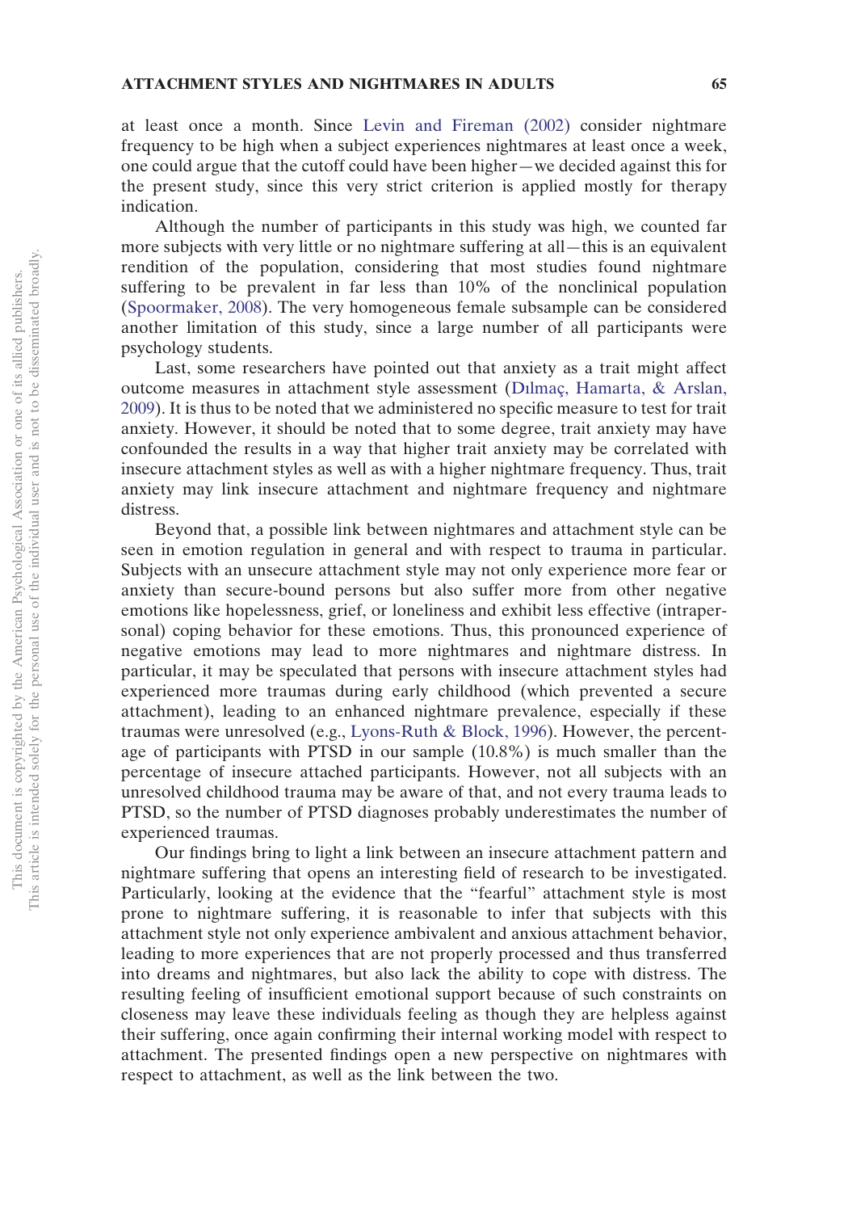at least once a month. Since Levin and Fireman (2002) consider nightmare frequency to be high when a subject experiences nightmares at least once a week, one could argue that the cutoff could have been higher—we decided against this for the present study, since this very strict criterion is applied mostly for therapy indication.

Although the number of participants in this study was high, we counted far more subjects with very little or no nightmare suffering at all—this is an equivalent rendition of the population, considering that most studies found nightmare suffering to be prevalent in far less than 10% of the nonclinical population (Spoormaker, 2008). The very homogeneous female subsample can be considered another limitation of this study, since a large number of all participants were psychology students.

Last, some researchers have pointed out that anxiety as a trait might affect outcome measures in attachment style assessment (Dılmaç, Hamarta, & Arslan, 2009). It is thus to be noted that we administered no specific measure to test for trait anxiety. However, it should be noted that to some degree, trait anxiety may have confounded the results in a way that higher trait anxiety may be correlated with insecure attachment styles as well as with a higher nightmare frequency. Thus, trait anxiety may link insecure attachment and nightmare frequency and nightmare distress.

Beyond that, a possible link between nightmares and attachment style can be seen in emotion regulation in general and with respect to trauma in particular. Subjects with an unsecure attachment style may not only experience more fear or anxiety than secure-bound persons but also suffer more from other negative emotions like hopelessness, grief, or loneliness and exhibit less effective (intrapersonal) coping behavior for these emotions. Thus, this pronounced experience of negative emotions may lead to more nightmares and nightmare distress. In particular, it may be speculated that persons with insecure attachment styles had experienced more traumas during early childhood (which prevented a secure attachment), leading to an enhanced nightmare prevalence, especially if these traumas were unresolved (e.g., Lyons-Ruth & Block, 1996). However, the percentage of participants with PTSD in our sample (10.8%) is much smaller than the percentage of insecure attached participants. However, not all subjects with an unresolved childhood trauma may be aware of that, and not every trauma leads to PTSD, so the number of PTSD diagnoses probably underestimates the number of experienced traumas.

Our findings bring to light a link between an insecure attachment pattern and nightmare suffering that opens an interesting field of research to be investigated. Particularly, looking at the evidence that the "fearful" attachment style is most prone to nightmare suffering, it is reasonable to infer that subjects with this attachment style not only experience ambivalent and anxious attachment behavior, leading to more experiences that are not properly processed and thus transferred into dreams and nightmares, but also lack the ability to cope with distress. The resulting feeling of insufficient emotional support because of such constraints on closeness may leave these individuals feeling as though they are helpless against their suffering, once again confirming their internal working model with respect to attachment. The presented findings open a new perspective on nightmares with respect to attachment, as well as the link between the two.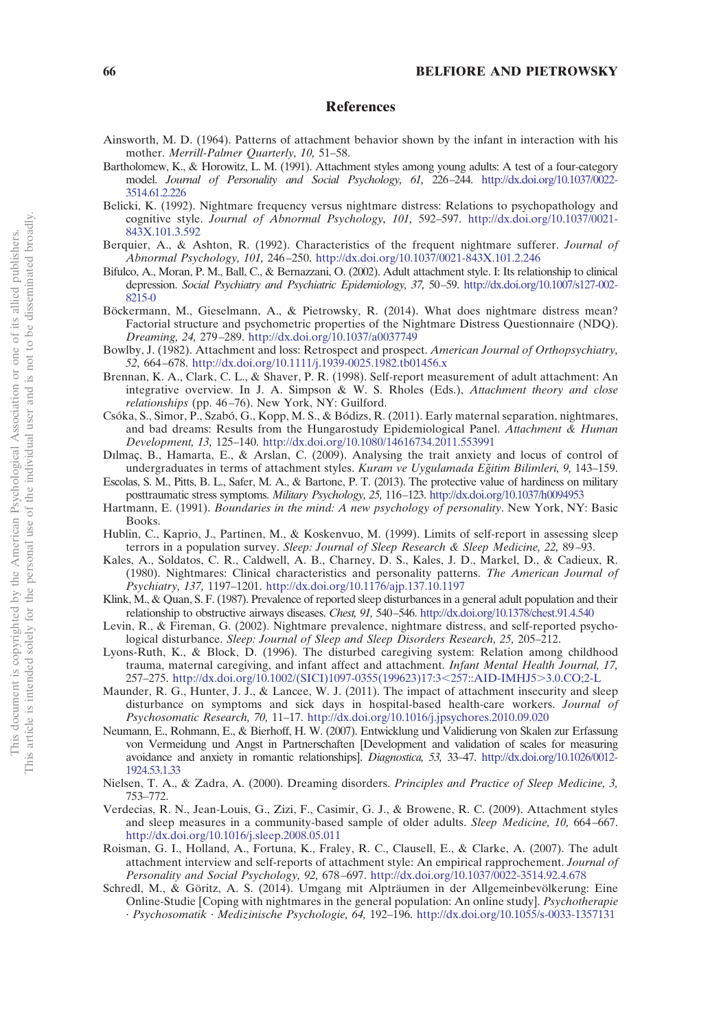## References

Ainsworth, M. D. (1964). Patterns of attachment behavior shown by the infant in interaction with his mother. *Merrill-Palmer Quarterly, 10,* 51–58.

Bartholomew, K., & Horowitz, L. M. (1991). Attachment styles among young adults: A test of a four-category model. *Journal of Personality and Social Psychology, 61,* 226–244. http://dx.doi.org/10.1037/0022-3514.61.2.226

Belicki, K. (1992). Nightmare frequency versus nightmare distress: Relations to psychopathology and cognitive style. *Journal of Abnormal Psychology, 101,* 592–597. http://dx.doi.org/10.1037/0021-843X.101.3.592

Berquier, A., & Ashton, R. (1992). Characteristics of the frequent nightmare sufferer. *Journal of Abnormal Psychology, 101,* 246–250. http://dx.doi.org/10.1037/0021-843X.101.2.246

Bifulco, A., Moran, P. M., Ball, C., & Bernazzani, O. (2002). Adult attachment style. I: Its relationship to clinical depression. *Social Psychiatry and Psychiatric Epidemiology, 37,* 50–59. http://dx.doi.org/10.1007/s127-002-8215-0

Böckermann, M., Gieselmann, A., & Pietrowsky, R. (2014). What does nightmare distress mean? Factorial structure and psychometric properties of the Nightmare Distress Questionnaire (NDQ). *Dreaming, 24,* 279–289. http://dx.doi.org/10.1037/a0037749

Bowlby, J. (1982). Attachment and loss: Retrospect and prospect. *American Journal of Orthopsychiatry, 52,* 664–678. http://dx.doi.org/10.1111/j.1939-0025.1982.tb01456.x

Brennan, K. A., Clark, C. L., & Shaver, P. R. (1998). Self-report measurement of adult attachment: An integrative overview. In J. A. Simpson & W. S. Rholes (Eds.), *Attachment theory and close relationships* (pp. 46–76). New York, NY: Guilford.

Csóka, S., Simor, P., Szabó, G., Kopp, M. S., & Bódizs, R. (2011). Early maternal separation, nightmares, and bad dreams: Results from the Hungarostudy Epidemiological Panel. *Attachment & Human Development, 13,* 125–140. http://dx.doi.org/10.1080/14616734.2011.553991

Dılmaç, B., Hamarta, E., & Arslan, C. (2009). Analysing the trait anxiety and locus of control of undergraduates in terms of attachment styles. *Kuram ve Uygulamada Eğitim Bilimleri, 9,* 143–159.

Escolas, S. M., Pitts, B. L., Safer, M. A., & Bartone, P. T. (2013). The protective value of hardiness on military posttraumatic stress symptoms. *Military Psychology, 25,* 116–123. http://dx.doi.org/10.1037/h0094953

Hartmann, E. (1991). *Boundaries in the mind: A new psychology of personality*. New York, NY: Basic Books.

Hublin, C., Kaprio, J., Partinen, M., & Koskenvuo, M. (1999). Limits of self-report in assessing sleep terrors in a population survey. *Sleep: Journal of Sleep Research & Sleep Medicine, 22,* 89–93.

Kales, A., Soldatos, C. R., Caldwell, A. B., Charney, D. S., Kales, J. D., Markel, D., & Cadieux, R. (1980). Nightmares: Clinical characteristics and personality patterns. *The American Journal of Psychiatry, 137,* 1197–1201. http://dx.doi.org/10.1176/ajp.137.10.1197

Klink, M., & Quan, S. F. (1987). Prevalence of reported sleep disturbances in a general adult population and their relationship to obstructive airways diseases. *Chest, 91,* 540–546. http://dx.doi.org/10.1378/chest.91.4.540

Levin, R., & Fireman, G. (2002). Nightmare prevalence, nightmare distress, and self-reported psychological disturbance. *Sleep: Journal of Sleep and Sleep Disorders Research, 25,* 205–212.

Lyons-Ruth, K., & Block, D. (1996). The disturbed caregiving system: Relation among childhood trauma, maternal caregiving, and infant affect and attachment. *Infant Mental Health Journal, 17,* 257–275. http://dx.doi.org/10.1002/(SICI)1097-0355(199623)17:3<257::AID-IMHJ5>3.0.CO;2-L

Maunder, R. G., Hunter, J. J., & Lancee, W. J. (2011). The impact of attachment insecurity and sleep disturbance on symptoms and sick days in hospital-based health-care workers. *Journal of Psychosomatic Research, 70,* 11–17. http://dx.doi.org/10.1016/j.jpsychores.2010.09.020

Neumann, E., Rohmann, E., & Bierhoff, H. W. (2007). Entwicklung und Validierung von Skalen zur Erfassung von Vermeidung und Angst in Partnerschaften [Development and validation of scales for measuring avoidance and anxiety in romantic relationships]. *Diagnostica, 53,* 33–47. http://dx.doi.org/10.1026/0012-1924.53.1.33

Nielsen, T. A., & Zadra, A. (2000). Dreaming disorders. *Principles and Practice of Sleep Medicine, 3,* 753–772.

Verdecias, R. N., Jean-Louis, G., Zizi, F., Casimir, G. J., & Browene, R. C. (2009). Attachment styles and sleep measures in a community-based sample of older adults. *Sleep Medicine, 10,* 664–667. http://dx.doi.org/10.1016/j.sleep.2008.05.011

Roisman, G. I., Holland, A., Fortuna, K., Fraley, R. C., Clausell, E., & Clarke, A. (2007). The adult attachment interview and self-reports of attachment style: An empirical rapprochement. *Journal of Personality and Social Psychology, 92,* 678–697. http://dx.doi.org/10.1037/0022-3514.92.4.678

Schredl, M., & Göritz, A. S. (2014). Umgang mit Alpträumen in der Allgemeinbevölkerung: Eine Online-Studie [Coping with nightmares in the general population: An online study]. *Psychotherapie · Psychosomatik · Medizinische Psychologie, 64,* 192–196. http://dx.doi.org/10.1055/s-0033-1357131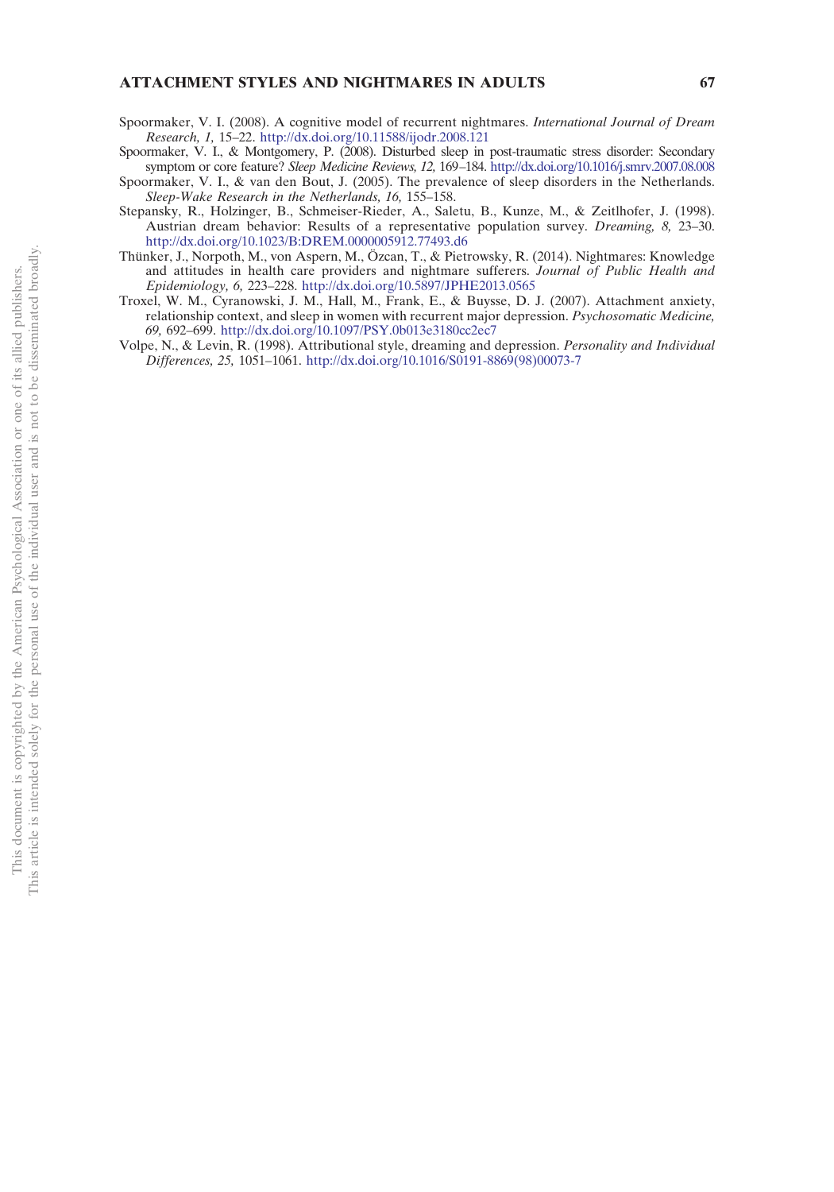Spoormaker, V. I. (2008). A cognitive model of recurrent nightmares. *International Journal of Dream Research, 1,* 15–22. http://dx.doi.org/10.11588/ijodr.2008.121

Spoormaker, V. I., & Montgomery, P. (2008). Disturbed sleep in post-traumatic stress disorder: Secondary symptom or core feature? *Sleep Medicine Reviews, 12,* 169–184. http://dx.doi.org/10.1016/j.smrv.2007.08.008

Spoormaker, V. I., & van den Bout, J. (2005). The prevalence of sleep disorders in the Netherlands. *Sleep-Wake Research in the Netherlands, 16,* 155–158.

Stepansky, R., Holzinger, B., Schmeiser-Rieder, A., Saletu, B., Kunze, M., & Zeitlhofer, J. (1998). Austrian dream behavior: Results of a representative population survey. *Dreaming, 8,* 23–30. http://dx.doi.org/10.1023/B:DREM.0000005912.77493.d6

Thünker, J., Norpoth, M., von Aspern, M., Özcan, T., & Pietrowsky, R. (2014). Nightmares: Knowledge and attitudes in health care providers and nightmare sufferers. *Journal of Public Health and Epidemiology, 6,* 223–228. http://dx.doi.org/10.5897/JPHE2013.0565

Troxel, W. M., Cyranowski, J. M., Hall, M., Frank, E., & Buysse, D. J. (2007). Attachment anxiety, relationship context, and sleep in women with recurrent major depression. *Psychosomatic Medicine, 69,* 692–699. http://dx.doi.org/10.1097/PSY.0b013e3180cc2ec7

Volpe, N., & Levin, R. (1998). Attributional style, dreaming and depression. *Personality and Individual Differences, 25,* 1051–1061. http://dx.doi.org/10.1016/S0191-8869(98)00073-7